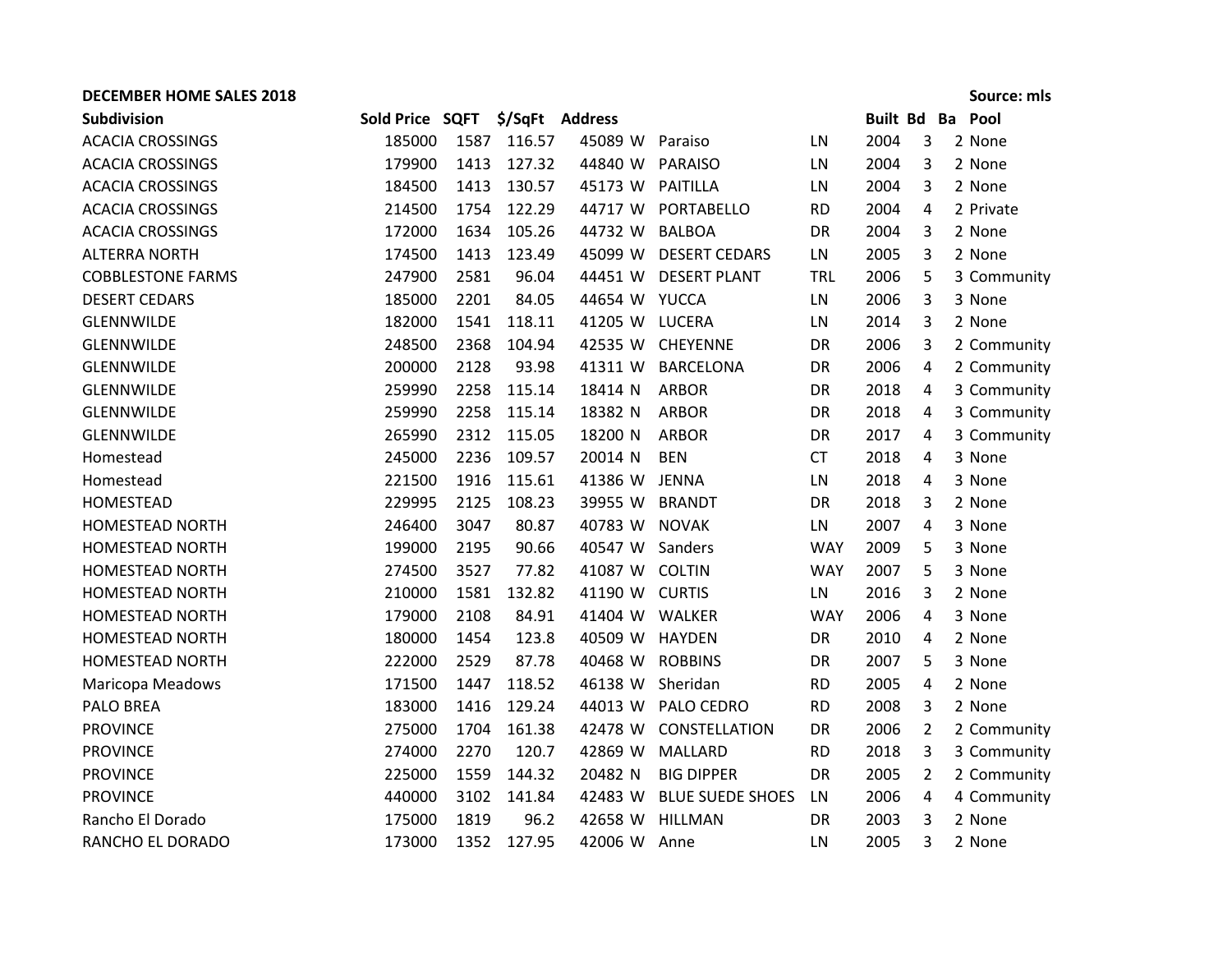**DECEMBER HOME SALES 2018** **Source: mls**

| Subdivision | Sold Price | SQFT | $/SqFt | Address | | | | Built | Bd | Ba | Pool |
|---|---|---|---|---|---|---|---|---|---|---|---|
| ACACIA CROSSINGS | 185000 | 1587 | 116.57 | 45089 | W | Paraiso | LN | 2004 | 3 | 2 | None |
| ACACIA CROSSINGS | 179900 | 1413 | 127.32 | 44840 | W | PARAISO | LN | 2004 | 3 | 2 | None |
| ACACIA CROSSINGS | 184500 | 1413 | 130.57 | 45173 | W | PAITILLA | LN | 2004 | 3 | 2 | None |
| ACACIA CROSSINGS | 214500 | 1754 | 122.29 | 44717 | W | PORTABELLO | RD | 2004 | 4 | 2 | Private |
| ACACIA CROSSINGS | 172000 | 1634 | 105.26 | 44732 | W | BALBOA | DR | 2004 | 3 | 2 | None |
| ALTERRA NORTH | 174500 | 1413 | 123.49 | 45099 | W | DESERT CEDARS | LN | 2005 | 3 | 2 | None |
| COBBLESTONE FARMS | 247900 | 2581 | 96.04 | 44451 | W | DESERT PLANT | TRL | 2006 | 5 | 3 | Community |
| DESERT CEDARS | 185000 | 2201 | 84.05 | 44654 | W | YUCCA | LN | 2006 | 3 | 3 | None |
| GLENNWILDE | 182000 | 1541 | 118.11 | 41205 | W | LUCERA | LN | 2014 | 3 | 2 | None |
| GLENNWILDE | 248500 | 2368 | 104.94 | 42535 | W | CHEYENNE | DR | 2006 | 3 | 2 | Community |
| GLENNWILDE | 200000 | 2128 | 93.98 | 41311 | W | BARCELONA | DR | 2006 | 4 | 2 | Community |
| GLENNWILDE | 259990 | 2258 | 115.14 | 18414 | N | ARBOR | DR | 2018 | 4 | 3 | Community |
| GLENNWILDE | 259990 | 2258 | 115.14 | 18382 | N | ARBOR | DR | 2018 | 4 | 3 | Community |
| GLENNWILDE | 265990 | 2312 | 115.05 | 18200 | N | ARBOR | DR | 2017 | 4 | 3 | Community |
| Homestead | 245000 | 2236 | 109.57 | 20014 | N | BEN | CT | 2018 | 4 | 3 | None |
| Homestead | 221500 | 1916 | 115.61 | 41386 | W | JENNA | LN | 2018 | 4 | 3 | None |
| HOMESTEAD | 229995 | 2125 | 108.23 | 39955 | W | BRANDT | DR | 2018 | 3 | 2 | None |
| HOMESTEAD NORTH | 246400 | 3047 | 80.87 | 40783 | W | NOVAK | LN | 2007 | 4 | 3 | None |
| HOMESTEAD NORTH | 199000 | 2195 | 90.66 | 40547 | W | Sanders | WAY | 2009 | 5 | 3 | None |
| HOMESTEAD NORTH | 274500 | 3527 | 77.82 | 41087 | W | COLTIN | WAY | 2007 | 5 | 3 | None |
| HOMESTEAD NORTH | 210000 | 1581 | 132.82 | 41190 | W | CURTIS | LN | 2016 | 3 | 2 | None |
| HOMESTEAD NORTH | 179000 | 2108 | 84.91 | 41404 | W | WALKER | WAY | 2006 | 4 | 3 | None |
| HOMESTEAD NORTH | 180000 | 1454 | 123.8 | 40509 | W | HAYDEN | DR | 2010 | 4 | 2 | None |
| HOMESTEAD NORTH | 222000 | 2529 | 87.78 | 40468 | W | ROBBINS | DR | 2007 | 5 | 3 | None |
| Maricopa Meadows | 171500 | 1447 | 118.52 | 46138 | W | Sheridan | RD | 2005 | 4 | 2 | None |
| PALO BREA | 183000 | 1416 | 129.24 | 44013 | W | PALO CEDRO | RD | 2008 | 3 | 2 | None |
| PROVINCE | 275000 | 1704 | 161.38 | 42478 | W | CONSTELLATION | DR | 2006 | 2 | 2 | Community |
| PROVINCE | 274000 | 2270 | 120.7 | 42869 | W | MALLARD | RD | 2018 | 3 | 3 | Community |
| PROVINCE | 225000 | 1559 | 144.32 | 20482 | N | BIG DIPPER | DR | 2005 | 2 | 2 | Community |
| PROVINCE | 440000 | 3102 | 141.84 | 42483 | W | BLUE SUEDE SHOES | LN | 2006 | 4 | 4 | Community |
| Rancho El Dorado | 175000 | 1819 | 96.2 | 42658 | W | HILLMAN | DR | 2003 | 3 | 2 | None |
| RANCHO EL DORADO | 173000 | 1352 | 127.95 | 42006 | W | Anne | LN | 2005 | 3 | 2 | None |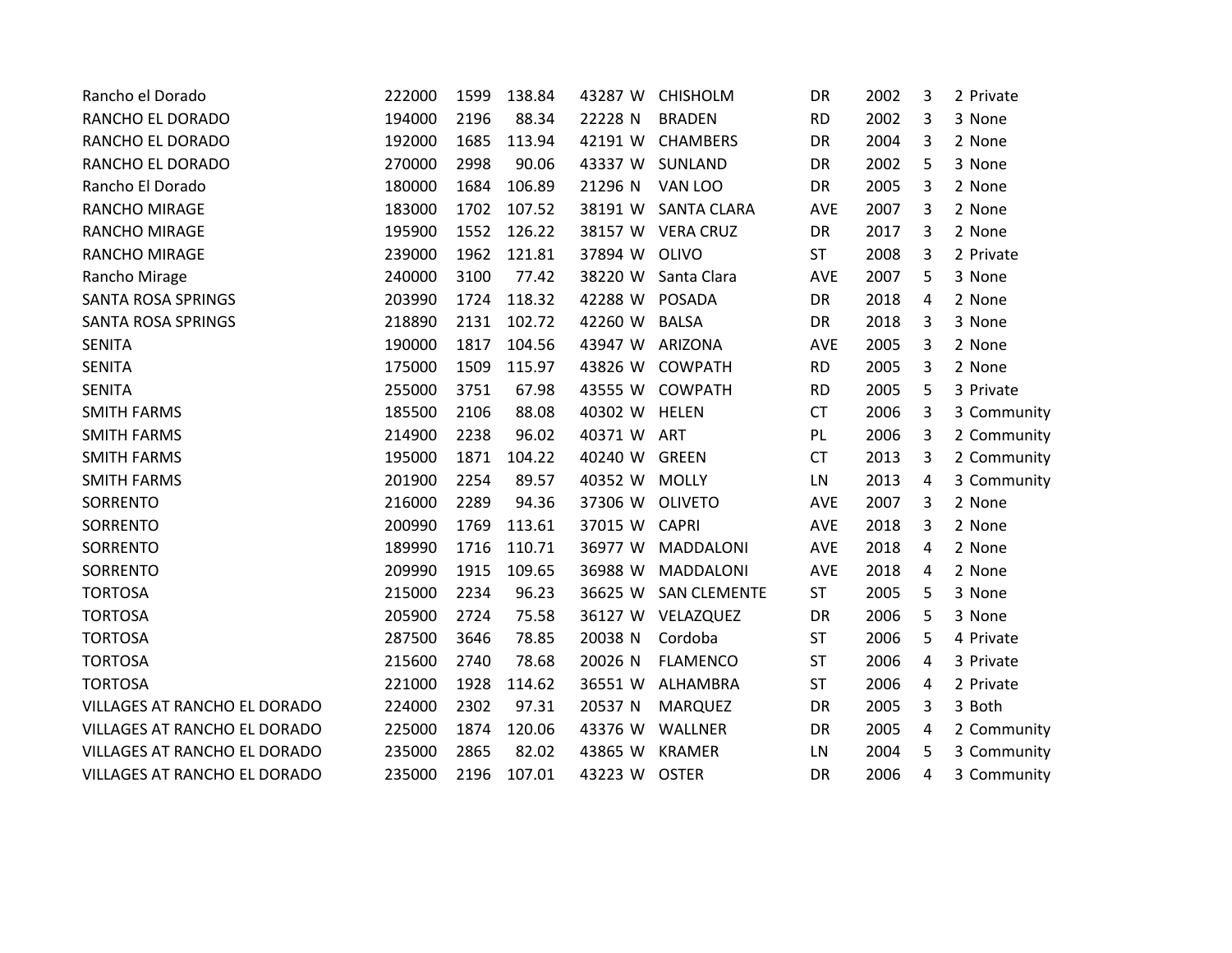| | | | | | | | | | | | |
|---|---|---|---|---|---|---|---|---|---|---|---|
| Rancho el Dorado | 222000 | 1599 | 138.84 | 43287 | W | CHISHOLM | DR | 2002 | 3 | 2 | Private |
| RANCHO EL DORADO | 194000 | 2196 | 88.34 | 22228 | N | BRADEN | RD | 2002 | 3 | 3 | None |
| RANCHO EL DORADO | 192000 | 1685 | 113.94 | 42191 | W | CHAMBERS | DR | 2004 | 3 | 2 | None |
| RANCHO EL DORADO | 270000 | 2998 | 90.06 | 43337 | W | SUNLAND | DR | 2002 | 5 | 3 | None |
| Rancho El Dorado | 180000 | 1684 | 106.89 | 21296 | N | VAN LOO | DR | 2005 | 3 | 2 | None |
| RANCHO MIRAGE | 183000 | 1702 | 107.52 | 38191 | W | SANTA CLARA | AVE | 2007 | 3 | 2 | None |
| RANCHO MIRAGE | 195900 | 1552 | 126.22 | 38157 | W | VERA CRUZ | DR | 2017 | 3 | 2 | None |
| RANCHO MIRAGE | 239000 | 1962 | 121.81 | 37894 | W | OLIVO | ST | 2008 | 3 | 2 | Private |
| Rancho Mirage | 240000 | 3100 | 77.42 | 38220 | W | Santa Clara | AVE | 2007 | 5 | 3 | None |
| SANTA ROSA SPRINGS | 203990 | 1724 | 118.32 | 42288 | W | POSADA | DR | 2018 | 4 | 2 | None |
| SANTA ROSA SPRINGS | 218890 | 2131 | 102.72 | 42260 | W | BALSA | DR | 2018 | 3 | 3 | None |
| SENITA | 190000 | 1817 | 104.56 | 43947 | W | ARIZONA | AVE | 2005 | 3 | 2 | None |
| SENITA | 175000 | 1509 | 115.97 | 43826 | W | COWPATH | RD | 2005 | 3 | 2 | None |
| SENITA | 255000 | 3751 | 67.98 | 43555 | W | COWPATH | RD | 2005 | 5 | 3 | Private |
| SMITH FARMS | 185500 | 2106 | 88.08 | 40302 | W | HELEN | CT | 2006 | 3 | 3 | Community |
| SMITH FARMS | 214900 | 2238 | 96.02 | 40371 | W | ART | PL | 2006 | 3 | 2 | Community |
| SMITH FARMS | 195000 | 1871 | 104.22 | 40240 | W | GREEN | CT | 2013 | 3 | 2 | Community |
| SMITH FARMS | 201900 | 2254 | 89.57 | 40352 | W | MOLLY | LN | 2013 | 4 | 3 | Community |
| SORRENTO | 216000 | 2289 | 94.36 | 37306 | W | OLIVETO | AVE | 2007 | 3 | 2 | None |
| SORRENTO | 200990 | 1769 | 113.61 | 37015 | W | CAPRI | AVE | 2018 | 3 | 2 | None |
| SORRENTO | 189990 | 1716 | 110.71 | 36977 | W | MADDALONI | AVE | 2018 | 4 | 2 | None |
| SORRENTO | 209990 | 1915 | 109.65 | 36988 | W | MADDALONI | AVE | 2018 | 4 | 2 | None |
| TORTOSA | 215000 | 2234 | 96.23 | 36625 | W | SAN CLEMENTE | ST | 2005 | 5 | 3 | None |
| TORTOSA | 205900 | 2724 | 75.58 | 36127 | W | VELAZQUEZ | DR | 2006 | 5 | 3 | None |
| TORTOSA | 287500 | 3646 | 78.85 | 20038 | N | Cordoba | ST | 2006 | 5 | 4 | Private |
| TORTOSA | 215600 | 2740 | 78.68 | 20026 | N | FLAMENCO | ST | 2006 | 4 | 3 | Private |
| TORTOSA | 221000 | 1928 | 114.62 | 36551 | W | ALHAMBRA | ST | 2006 | 4 | 2 | Private |
| VILLAGES AT RANCHO EL DORADO | 224000 | 2302 | 97.31 | 20537 | N | MARQUEZ | DR | 2005 | 3 | 3 | Both |
| VILLAGES AT RANCHO EL DORADO | 225000 | 1874 | 120.06 | 43376 | W | WALLNER | DR | 2005 | 4 | 2 | Community |
| VILLAGES AT RANCHO EL DORADO | 235000 | 2865 | 82.02 | 43865 | W | KRAMER | LN | 2004 | 5 | 3 | Community |
| VILLAGES AT RANCHO EL DORADO | 235000 | 2196 | 107.01 | 43223 | W | OSTER | DR | 2006 | 4 | 3 | Community |